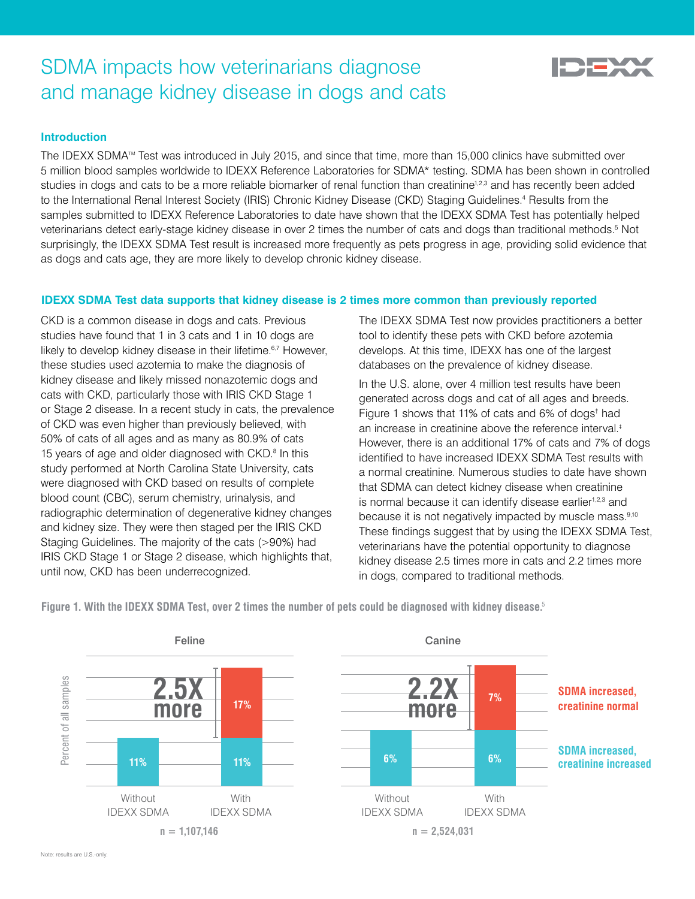# SDMA impacts how veterinarians diagnose and manage kidney disease in dogs and cats

## Introduction

The IDEXX SDMA™ Test was introduced in July 2015, and since that time, more than 15,000 clinics have submitted over 5 million blood samples worldwide to IDEXX Reference Laboratories for SDMA* testing. SDMA has been shown in controlled studies in dogs and cats to be a more reliable biomarker of renal function than creatinine[1,2,3] and has recently been added to the International Renal Interest Society (IRIS) Chronic Kidney Disease (CKD) Staging Guidelines.[4] Results from the samples submitted to IDEXX Reference Laboratories to date have shown that the IDEXX SDMA Test has potentially helped veterinarians detect early-stage kidney disease in over 2 times the number of cats and dogs than traditional methods.[5] Not surprisingly, the IDEXX SDMA Test result is increased more frequently as pets progress in age, providing solid evidence that as dogs and cats age, they are more likely to develop chronic kidney disease.

## IDEXX SDMA Test data supports that kidney disease is 2 times more common than previously reported

CKD is a common disease in dogs and cats. Previous studies have found that 1 in 3 cats and 1 in 10 dogs are likely to develop kidney disease in their lifetime.[6,7] However, these studies used azotemia to make the diagnosis of kidney disease and likely missed nonazotemic dogs and cats with CKD, particularly those with IRIS CKD Stage 1 or Stage 2 disease. In a recent study in cats, the prevalence of CKD was even higher than previously believed, with 50% of cats of all ages and as many as 80.9% of cats 15 years of age and older diagnosed with CKD.[8] In this study performed at North Carolina State University, cats were diagnosed with CKD based on results of complete blood count (CBC), serum chemistry, urinalysis, and radiographic determination of degenerative kidney changes and kidney size. They were then staged per the IRIS CKD Staging Guidelines. The majority of the cats (>90%) had IRIS CKD Stage 1 or Stage 2 disease, which highlights that, until now, CKD has been underrecognized.

The IDEXX SDMA Test now provides practitioners a better tool to identify these pets with CKD before azotemia develops. At this time, IDEXX has one of the largest databases on the prevalence of kidney disease.

In the U.S. alone, over 4 million test results have been generated across dogs and cat of all ages and breeds. Figure 1 shows that 11% of cats and 6% of dogs† had an increase in creatinine above the reference interval.‡ However, there is an additional 17% of cats and 7% of dogs identified to have increased IDEXX SDMA Test results with a normal creatinine. Numerous studies to date have shown that SDMA can detect kidney disease when creatinine is normal because it can identify disease earlier[1,2,3] and because it is not negatively impacted by muscle mass.[9,10] These findings suggest that by using the IDEXX SDMA Test, veterinarians have the potential opportunity to diagnose kidney disease 2.5 times more in cats and 2.2 times more in dogs, compared to traditional methods.

**Figure 1. With the IDEXX SDMA Test, over 2 times the number of pets could be diagnosed with kidney disease.**[5]

Feline (n = 1,107,146) — 2.5X more

| Percent of all samples | Without IDEXX SDMA | With IDEXX SDMA |
| --- | --- | --- |
| SDMA increased, creatinine normal | | 17% |
| SDMA increased, creatinine increased | 11% | 11% |

Canine (n = 2,524,031) — 2.2X more

| Percent of all samples | Without IDEXX SDMA | With IDEXX SDMA |
| --- | --- | --- |
| SDMA increased, creatinine normal | | 7% |
| SDMA increased, creatinine increased | 6% | 6% |

Note: results are U.S.-only.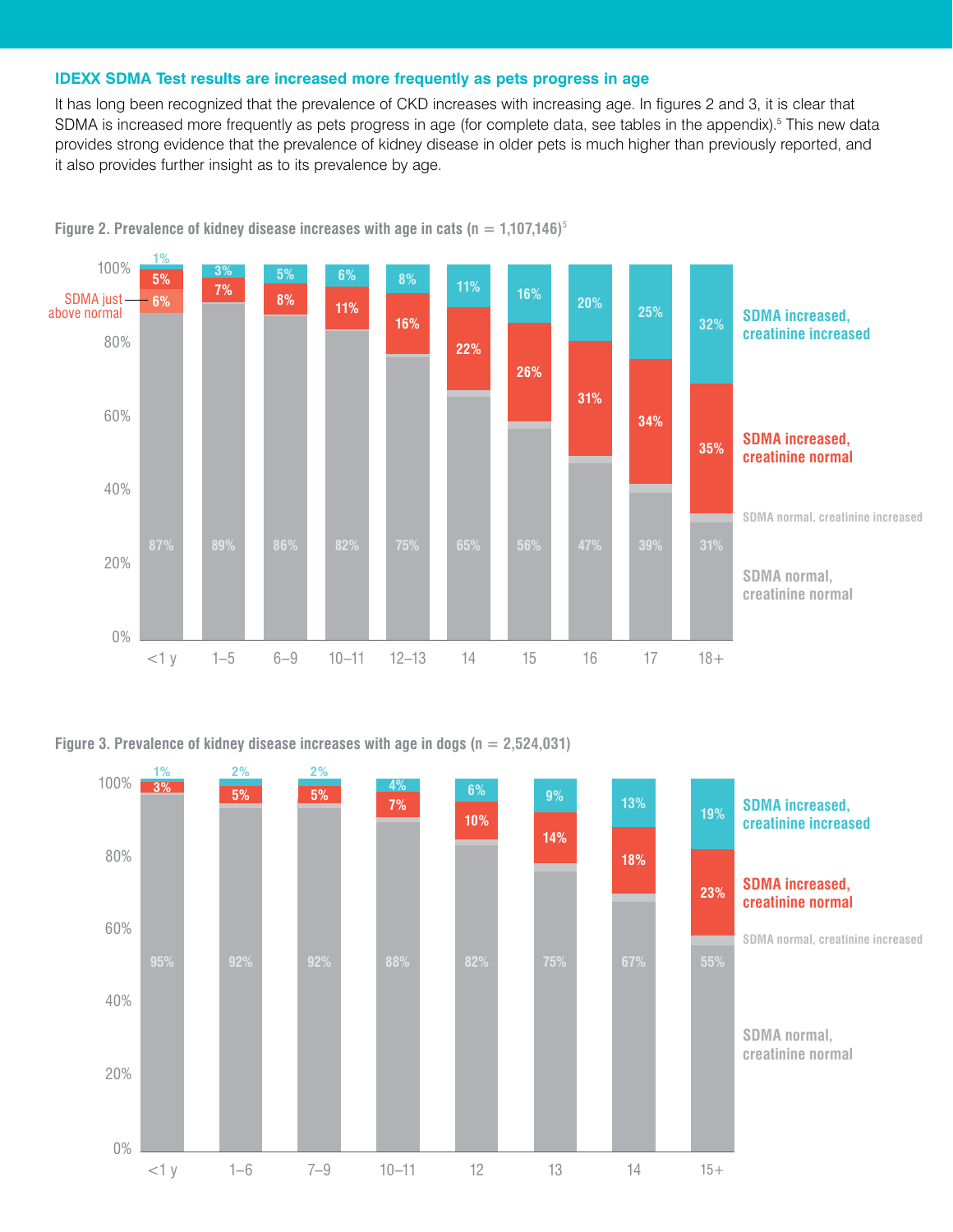### IDEXX SDMA Test results are increased more frequently as pets progress in age

It has long been recognized that the prevalence of CKD increases with increasing age. In figures 2 and 3, it is clear that SDMA is increased more frequently as pets progress in age (for complete data, see tables in the appendix).[5] This new data provides strong evidence that the prevalence of kidney disease in older pets is much higher than previously reported, and it also provides further insight as to its prevalence by age.

**Figure 2. Prevalence of kidney disease increases with age in cats (n = 1,107,146)[5]**

| Age | SDMA normal, creatinine normal | SDMA increased, creatinine normal | SDMA increased, creatinine increased |
|---|---|---|---|
| <1 y | 87% | 5% (SDMA just above normal: 6%) | 1% |
| 1–5 | 89% | 7% | 3% |
| 6–9 | 86% | 8% | 5% |
| 10–11 | 82% | 11% | 6% |
| 12–13 | 75% | 16% | 8% |
| 14 | 65% | 22% | 11% |
| 15 | 56% | 26% | 16% |
| 16 | 47% | 31% | 20% |
| 17 | 39% | 34% | 25% |
| 18+ | 31% | 35% | 32% |

**Figure 3. Prevalence of kidney disease increases with age in dogs (n = 2,524,031)**

| Age | SDMA normal, creatinine normal | SDMA increased, creatinine normal | SDMA increased, creatinine increased |
|---|---|---|---|
| <1 y | 95% | 3% | 1% |
| 1–6 | 92% | 5% | 2% |
| 7–9 | 92% | 5% | 2% |
| 10–11 | 88% | 7% | 4% |
| 12 | 82% | 10% | 6% |
| 13 | 75% | 14% | 9% |
| 14 | 67% | 18% | 13% |
| 15+ | 55% | 23% | 19% |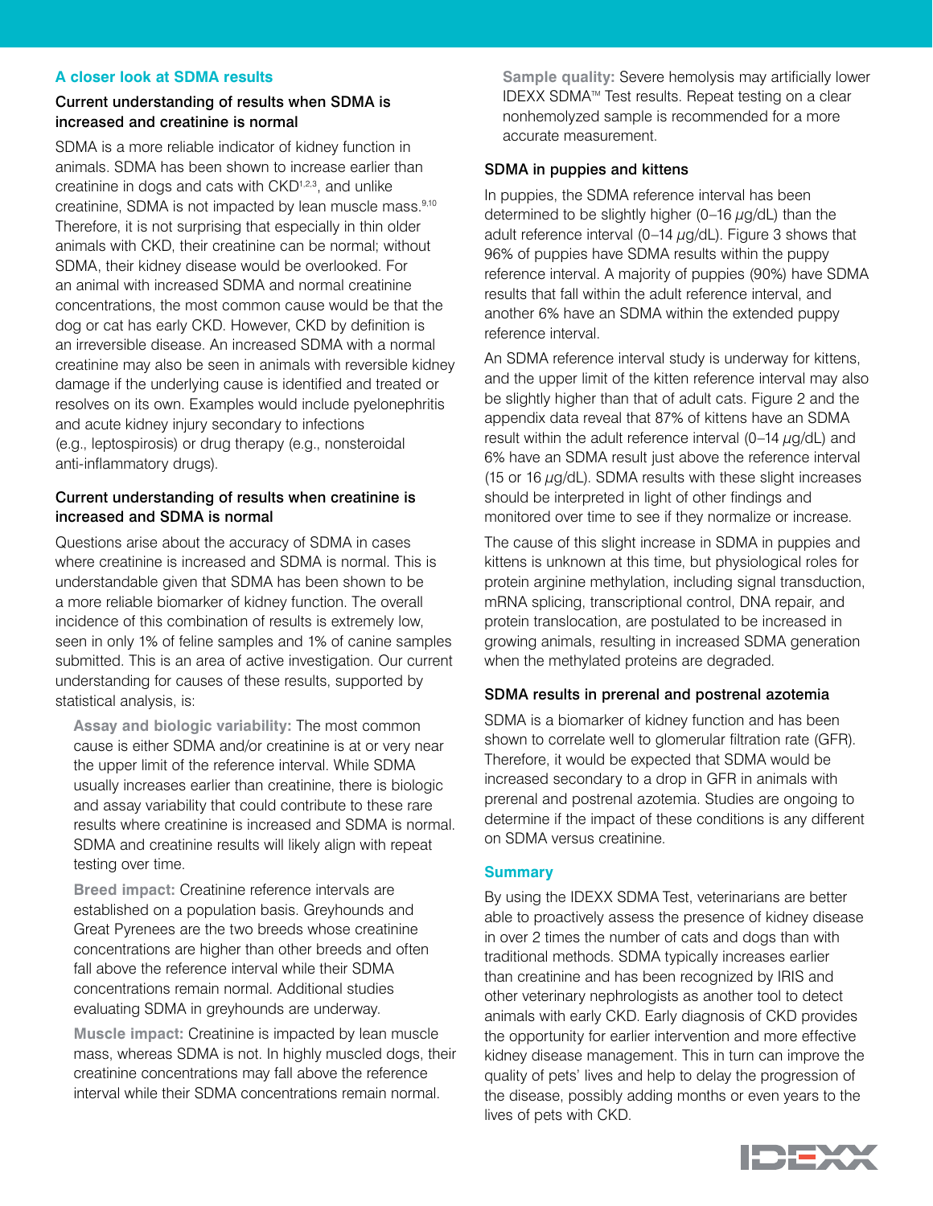## A closer look at SDMA results

### Current understanding of results when SDMA is increased and creatinine is normal

SDMA is a more reliable indicator of kidney function in animals. SDMA has been shown to increase earlier than creatinine in dogs and cats with CKD[1,2,3], and unlike creatinine, SDMA is not impacted by lean muscle mass.[9,10] Therefore, it is not surprising that especially in thin older animals with CKD, their creatinine can be normal; without SDMA, their kidney disease would be overlooked. For an animal with increased SDMA and normal creatinine concentrations, the most common cause would be that the dog or cat has early CKD. However, CKD by definition is an irreversible disease. An increased SDMA with a normal creatinine may also be seen in animals with reversible kidney damage if the underlying cause is identified and treated or resolves on its own. Examples would include pyelonephritis and acute kidney injury secondary to infections (e.g., leptospirosis) or drug therapy (e.g., nonsteroidal anti-inflammatory drugs).

### Current understanding of results when creatinine is increased and SDMA is normal

Questions arise about the accuracy of SDMA in cases where creatinine is increased and SDMA is normal. This is understandable given that SDMA has been shown to be a more reliable biomarker of kidney function. The overall incidence of this combination of results is extremely low, seen in only 1% of feline samples and 1% of canine samples submitted. This is an area of active investigation. Our current understanding for causes of these results, supported by statistical analysis, is:

**Assay and biologic variability:** The most common cause is either SDMA and/or creatinine is at or very near the upper limit of the reference interval. While SDMA usually increases earlier than creatinine, there is biologic and assay variability that could contribute to these rare results where creatinine is increased and SDMA is normal. SDMA and creatinine results will likely align with repeat testing over time.

**Breed impact:** Creatinine reference intervals are established on a population basis. Greyhounds and Great Pyrenees are the two breeds whose creatinine concentrations are higher than other breeds and often fall above the reference interval while their SDMA concentrations remain normal. Additional studies evaluating SDMA in greyhounds are underway.

**Muscle impact:** Creatinine is impacted by lean muscle mass, whereas SDMA is not. In highly muscled dogs, their creatinine concentrations may fall above the reference interval while their SDMA concentrations remain normal.

**Sample quality:** Severe hemolysis may artificially lower IDEXX SDMA™ Test results. Repeat testing on a clear nonhemolyzed sample is recommended for a more accurate measurement.

### SDMA in puppies and kittens

In puppies, the SDMA reference interval has been determined to be slightly higher (0–16 µg/dL) than the adult reference interval (0–14 µg/dL). Figure 3 shows that 96% of puppies have SDMA results within the puppy reference interval. A majority of puppies (90%) have SDMA results that fall within the adult reference interval, and another 6% have an SDMA within the extended puppy reference interval.

An SDMA reference interval study is underway for kittens, and the upper limit of the kitten reference interval may also be slightly higher than that of adult cats. Figure 2 and the appendix data reveal that 87% of kittens have an SDMA result within the adult reference interval (0–14 µg/dL) and 6% have an SDMA result just above the reference interval (15 or 16 µg/dL). SDMA results with these slight increases should be interpreted in light of other findings and monitored over time to see if they normalize or increase.

The cause of this slight increase in SDMA in puppies and kittens is unknown at this time, but physiological roles for protein arginine methylation, including signal transduction, mRNA splicing, transcriptional control, DNA repair, and protein translocation, are postulated to be increased in growing animals, resulting in increased SDMA generation when the methylated proteins are degraded.

### SDMA results in prerenal and postrenal azotemia

SDMA is a biomarker of kidney function and has been shown to correlate well to glomerular filtration rate (GFR). Therefore, it would be expected that SDMA would be increased secondary to a drop in GFR in animals with prerenal and postrenal azotemia. Studies are ongoing to determine if the impact of these conditions is any different on SDMA versus creatinine.

## Summary

By using the IDEXX SDMA Test, veterinarians are better able to proactively assess the presence of kidney disease in over 2 times the number of cats and dogs than with traditional methods. SDMA typically increases earlier than creatinine and has been recognized by IRIS and other veterinary nephrologists as another tool to detect animals with early CKD. Early diagnosis of CKD provides the opportunity for earlier intervention and more effective kidney disease management. This in turn can improve the quality of pets' lives and help to delay the progression of the disease, possibly adding months or even years to the lives of pets with CKD.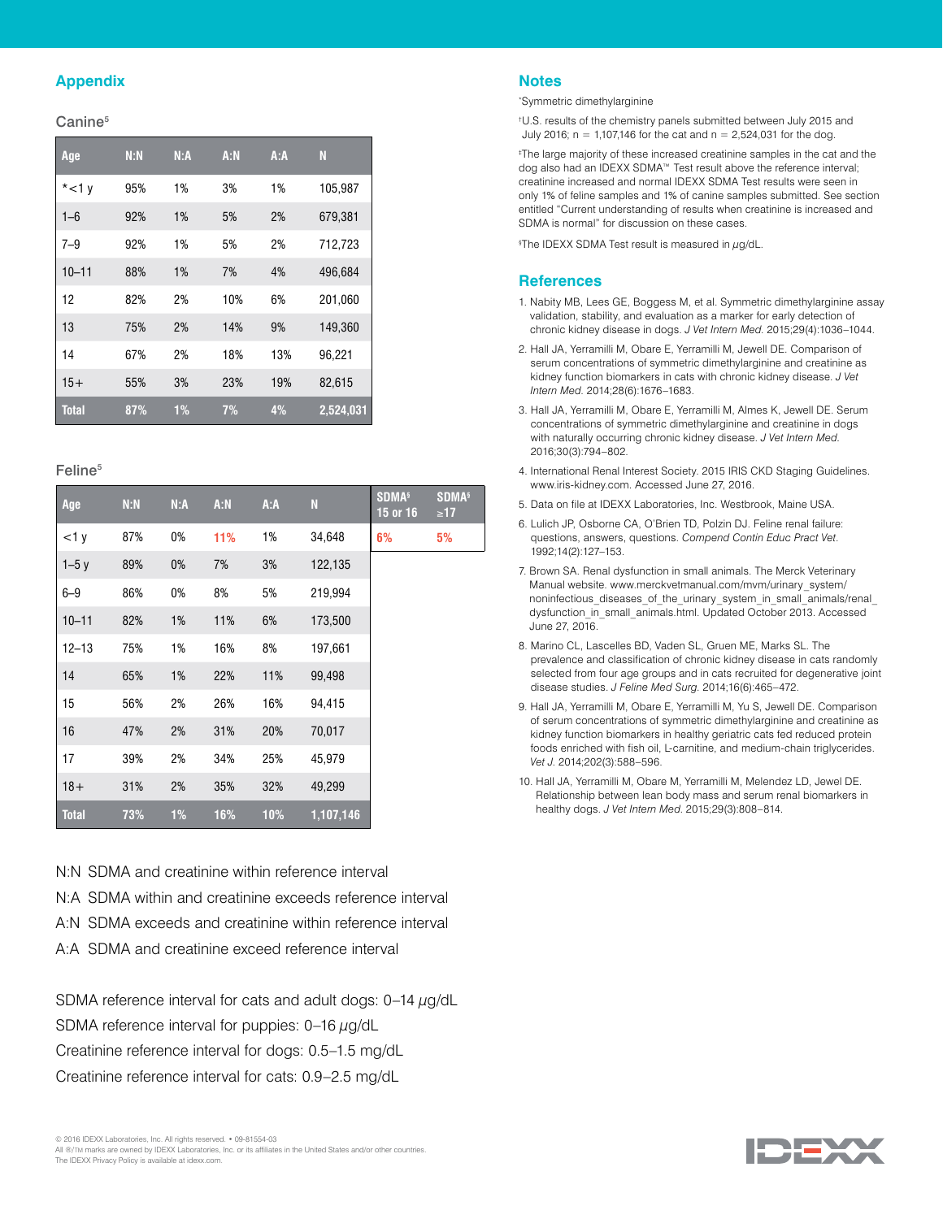## Appendix

### Canine[5]

| Age | N:N | N:A | A:N | A:A | N |
|---|---|---|---|---|---|
| *<1 y | 95% | 1% | 3% | 1% | 105,987 |
| 1–6 | 92% | 1% | 5% | 2% | 679,381 |
| 7–9 | 92% | 1% | 5% | 2% | 712,723 |
| 10–11 | 88% | 1% | 7% | 4% | 496,684 |
| 12 | 82% | 2% | 10% | 6% | 201,060 |
| 13 | 75% | 2% | 14% | 9% | 149,360 |
| 14 | 67% | 2% | 18% | 13% | 96,221 |
| 15+ | 55% | 3% | 23% | 19% | 82,615 |
| **Total** | **87%** | **1%** | **7%** | **4%** | **2,524,031** |

### Feline[5]

| Age | N:N | N:A | A:N | A:A | N | SDMA[§] 15 or 16 | SDMA[§] ≥17 |
|---|---|---|---|---|---|---|---|
| <1 y | 87% | 0% | 11% | 1% | 34,648 | 6% | 5% |
| 1–5 y | 89% | 0% | 7% | 3% | 122,135 | | |
| 6–9 | 86% | 0% | 8% | 5% | 219,994 | | |
| 10–11 | 82% | 1% | 11% | 6% | 173,500 | | |
| 12–13 | 75% | 1% | 16% | 8% | 197,661 | | |
| 14 | 65% | 1% | 22% | 11% | 99,498 | | |
| 15 | 56% | 2% | 26% | 16% | 94,415 | | |
| 16 | 47% | 2% | 31% | 20% | 70,017 | | |
| 17 | 39% | 2% | 34% | 25% | 45,979 | | |
| 18+ | 31% | 2% | 35% | 32% | 49,299 | | |
| **Total** | **73%** | **1%** | **16%** | **10%** | **1,107,146** | | |

N:N SDMA and creatinine within reference interval

N:A SDMA within and creatinine exceeds reference interval

A:N SDMA exceeds and creatinine within reference interval

A:A SDMA and creatinine exceed reference interval

SDMA reference interval for cats and adult dogs: 0–14 μg/dL

SDMA reference interval for puppies: 0–16 μg/dL

Creatinine reference interval for dogs: 0.5–1.5 mg/dL

Creatinine reference interval for cats: 0.9–2.5 mg/dL

## Notes

*Symmetric dimethylarginine

†U.S. results of the chemistry panels submitted between July 2015 and July 2016; n = 1,107,146 for the cat and n = 2,524,031 for the dog.

‡The large majority of these increased creatinine samples in the cat and the dog also had an IDEXX SDMA™ Test result above the reference interval; creatinine increased and normal IDEXX SDMA Test results were seen in only 1% of feline samples and 1% of canine samples submitted. See section entitled "Current understanding of results when creatinine is increased and SDMA is normal" for discussion on these cases.

§The IDEXX SDMA Test result is measured in μg/dL.

## References

1. Nabity MB, Lees GE, Boggess M, et al. Symmetric dimethylarginine assay validation, stability, and evaluation as a marker for early detection of chronic kidney disease in dogs. *J Vet Intern Med.* 2015;29(4):1036–1044.
2. Hall JA, Yerramilli M, Obare E, Yerramilli M, Jewell DE. Comparison of serum concentrations of symmetric dimethylarginine and creatinine as kidney function biomarkers in cats with chronic kidney disease. *J Vet Intern Med.* 2014;28(6):1676–1683.
3. Hall JA, Yerramilli M, Obare E, Yerramilli M, Almes K, Jewell DE. Serum concentrations of symmetric dimethylarginine and creatinine in dogs with naturally occurring chronic kidney disease. *J Vet Intern Med.* 2016;30(3):794–802.
4. International Renal Interest Society. 2015 IRIS CKD Staging Guidelines. www.iris-kidney.com. Accessed June 27, 2016.
5. Data on file at IDEXX Laboratories, Inc. Westbrook, Maine USA.
6. Lulich JP, Osborne CA, O'Brien TD, Polzin DJ. Feline renal failure: questions, answers, questions. *Compend Contin Educ Pract Vet.* 1992;14(2):127–153.
7. Brown SA. Renal dysfunction in small animals. The Merck Veterinary Manual website. www.merckvetmanual.com/mvm/urinary_system/noninfectious_diseases_of_the_urinary_system_in_small_animals/renal_dysfunction_in_small_animals.html. Updated October 2013. Accessed June 27, 2016.
8. Marino CL, Lascelles BD, Vaden SL, Gruen ME, Marks SL. The prevalence and classification of chronic kidney disease in cats randomly selected from four age groups and in cats recruited for degenerative joint disease studies. *J Feline Med Surg.* 2014;16(6):465–472.
9. Hall JA, Yerramilli M, Obare E, Yerramilli M, Yu S, Jewell DE. Comparison of serum concentrations of symmetric dimethylarginine and creatinine as kidney function biomarkers in healthy geriatric cats fed reduced protein foods enriched with fish oil, L-carnitine, and medium-chain triglycerides. *Vet J.* 2014;202(3):588–596.
10. Hall JA, Yerramilli M, Obare E, Yerramilli M, Melendez LD, Jewel DE. Relationship between lean body mass and serum renal biomarkers in healthy dogs. *J Vet Intern Med.* 2015;29(3):808–814.

© 2016 IDEXX Laboratories, Inc. All rights reserved. • 09-81554-03
All ®/TM marks are owned by IDEXX Laboratories, Inc. or its affiliates in the United States and/or other countries.
The IDEXX Privacy Policy is available at idexx.com.